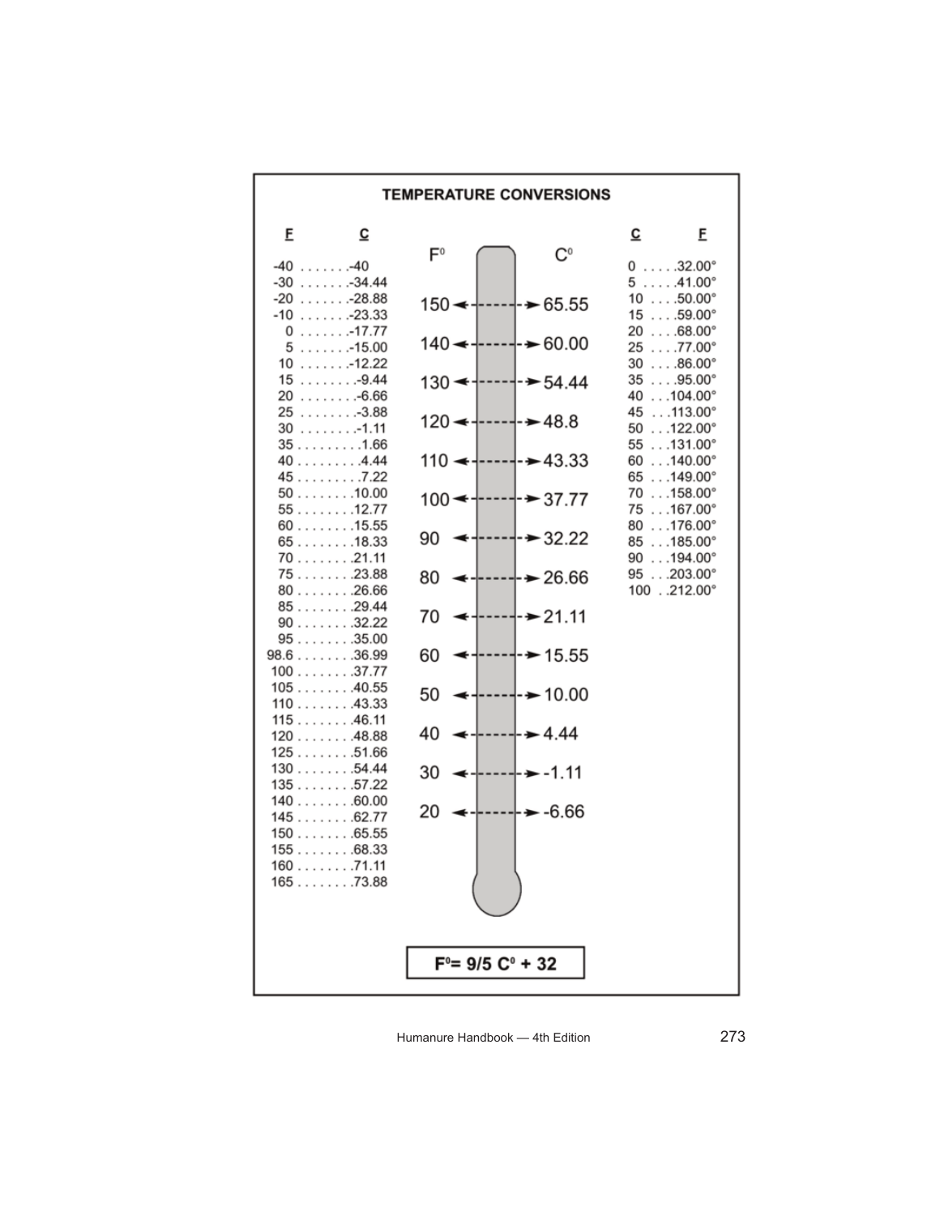## TEMPERATURE CONVERSIONS

| F | C |
|---|---|
| -40 | -40 |
| -30 | -34.44 |
| -20 | -28.88 |
| -10 | -23.33 |
| 0 | -17.77 |
| 5 | -15.00 |
| 10 | -12.22 |
| 15 | -9.44 |
| 20 | -6.66 |
| 25 | -3.88 |
| 30 | -1.11 |
| 35 | 1.66 |
| 40 | 4.44 |
| 45 | 7.22 |
| 50 | 10.00 |
| 55 | 12.77 |
| 60 | 15.55 |
| 65 | 18.33 |
| 70 | 21.11 |
| 75 | 23.88 |
| 80 | 26.66 |
| 85 | 29.44 |
| 90 | 32.22 |
| 95 | 35.00 |
| 98.6 | 36.99 |
| 100 | 37.77 |
| 105 | 40.55 |
| 110 | 43.33 |
| 115 | 46.11 |
| 120 | 48.88 |
| 125 | 51.66 |
| 130 | 54.44 |
| 135 | 57.22 |
| 140 | 60.00 |
| 145 | 62.77 |
| 150 | 65.55 |
| 155 | 68.33 |
| 160 | 71.11 |
| 165 | 73.88 |

| F° | C° |
|---|---|
| 150 | 65.55 |
| 140 | 60.00 |
| 130 | 54.44 |
| 120 | 48.8 |
| 110 | 43.33 |
| 100 | 37.77 |
| 90 | 32.22 |
| 80 | 26.66 |
| 70 | 21.11 |
| 60 | 15.55 |
| 50 | 10.00 |
| 40 | 4.44 |
| 30 | -1.11 |
| 20 | -6.66 |

| C | F |
|---|---|
| 0 | 32.00° |
| 5 | 41.00° |
| 10 | 50.00° |
| 15 | 59.00° |
| 20 | 68.00° |
| 25 | 77.00° |
| 30 | 86.00° |
| 35 | 95.00° |
| 40 | 104.00° |
| 45 | 113.00° |
| 50 | 122.00° |
| 55 | 131.00° |
| 60 | 140.00° |
| 65 | 149.00° |
| 70 | 158.00° |
| 75 | 167.00° |
| 80 | 176.00° |
| 85 | 185.00° |
| 90 | 194.00° |
| 95 | 203.00° |
| 100 | 212.00° |

$$F^0 = 9/5\ C^0 + 32$$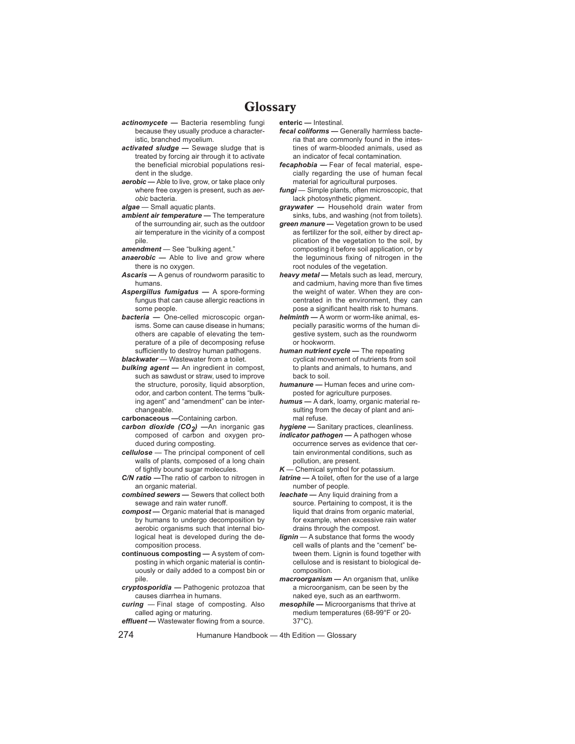# Glossary

***actinomycete*** **—** Bacteria resembling fungi because they usually produce a characteristic, branched mycelium.

***activated sludge*** **—** Sewage sludge that is treated by forcing air through it to activate the beneficial microbial populations resident in the sludge.

***aerobic*** **—** Able to live, grow, or take place only where free oxygen is present, such as *aerobic* bacteria.

***algae*** — Small aquatic plants.

***ambient air temperature*** **—** The temperature of the surrounding air, such as the outdoor air temperature in the vicinity of a compost pile.

***amendment*** — See "bulking agent."

***anaerobic*** **—** Able to live and grow where there is no oxygen.

***Ascaris*** **—** A genus of roundworm parasitic to humans.

***Aspergillus fumigatus*** **—** A spore-forming fungus that can cause allergic reactions in some people.

***bacteria*** **—** One-celled microscopic organisms. Some can cause disease in humans; others are capable of elevating the temperature of a pile of decomposing refuse sufficiently to destroy human pathogens.

***blackwater*** — Wastewater from a toilet.

***bulking agent*** **—** An ingredient in compost, such as sawdust or straw, used to improve the structure, porosity, liquid absorption, odor, and carbon content. The terms "bulking agent" and "amendment" can be interchangeable.

**carbonaceous —**Containing carbon.

***carbon dioxide*** ***($CO_2$)*** **—**An inorganic gas composed of carbon and oxygen produced during composting.

***cellulose*** — The principal component of cell walls of plants, composed of a long chain of tightly bound sugar molecules.

***C/N ratio*** **—**The ratio of carbon to nitrogen in an organic material.

***combined sewers*** **—** Sewers that collect both sewage and rain water runoff.

***compost*** **—** Organic material that is managed by humans to undergo decomposition by aerobic organisms such that internal biological heat is developed during the decomposition process.

**continuous composting —** A system of composting in which organic material is continuously or daily added to a compost bin or pile.

***cryptosporidia*** **—** Pathogenic protozoa that causes diarrhea in humans.

***curing*** — Final stage of composting. Also called aging or maturing.

***effluent*** **—** Wastewater flowing from a source.

**enteric —** Intestinal.

***fecal coliforms*** **—** Generally harmless bacteria that are commonly found in the intestines of warm-blooded animals, used as an indicator of fecal contamination.

***fecaphobia*** **—** Fear of fecal material, especially regarding the use of human fecal material for agricultural purposes.

***fungi*** — Simple plants, often microscopic, that lack photosynthetic pigment.

***graywater*** **—** Household drain water from sinks, tubs, and washing (not from toilets).

***green manure*** **—** Vegetation grown to be used as fertilizer for the soil, either by direct application of the vegetation to the soil, by composting it before soil application, or by the leguminous fixing of nitrogen in the root nodules of the vegetation.

***heavy metal*** **—** Metals such as lead, mercury, and cadmium, having more than five times the weight of water. When they are concentrated in the environment, they can pose a significant health risk to humans.

***helminth*** **—** A worm or worm-like animal, especially parasitic worms of the human digestive system, such as the roundworm or hookworm.

***human nutrient cycle*** **—** The repeating cyclical movement of nutrients from soil to plants and animals, to humans, and back to soil.

***humanure*** **—** Human feces and urine composted for agriculture purposes.

***humus*** **—** A dark, loamy, organic material resulting from the decay of plant and animal refuse.

***hygiene*** **—** Sanitary practices, cleanliness.

***indicator pathogen*** **—** A pathogen whose occurrence serves as evidence that certain environmental conditions, such as pollution, are present.

***K*** — Chemical symbol for potassium.

***latrine*** **—** A toilet, often for the use of a large number of people.

***leachate*** **—** Any liquid draining from a source. Pertaining to compost, it is the liquid that drains from organic material, for example, when excessive rain water drains through the compost.

***lignin*** — A substance that forms the woody cell walls of plants and the "cement" between them. Lignin is found together with cellulose and is resistant to biological decomposition.

***macroorganism*** **—** An organism that, unlike a microorganism, can be seen by the naked eye, such as an earthworm.

***mesophile*** **—** Microorganisms that thrive at medium temperatures (68-99°F or 20-37°C).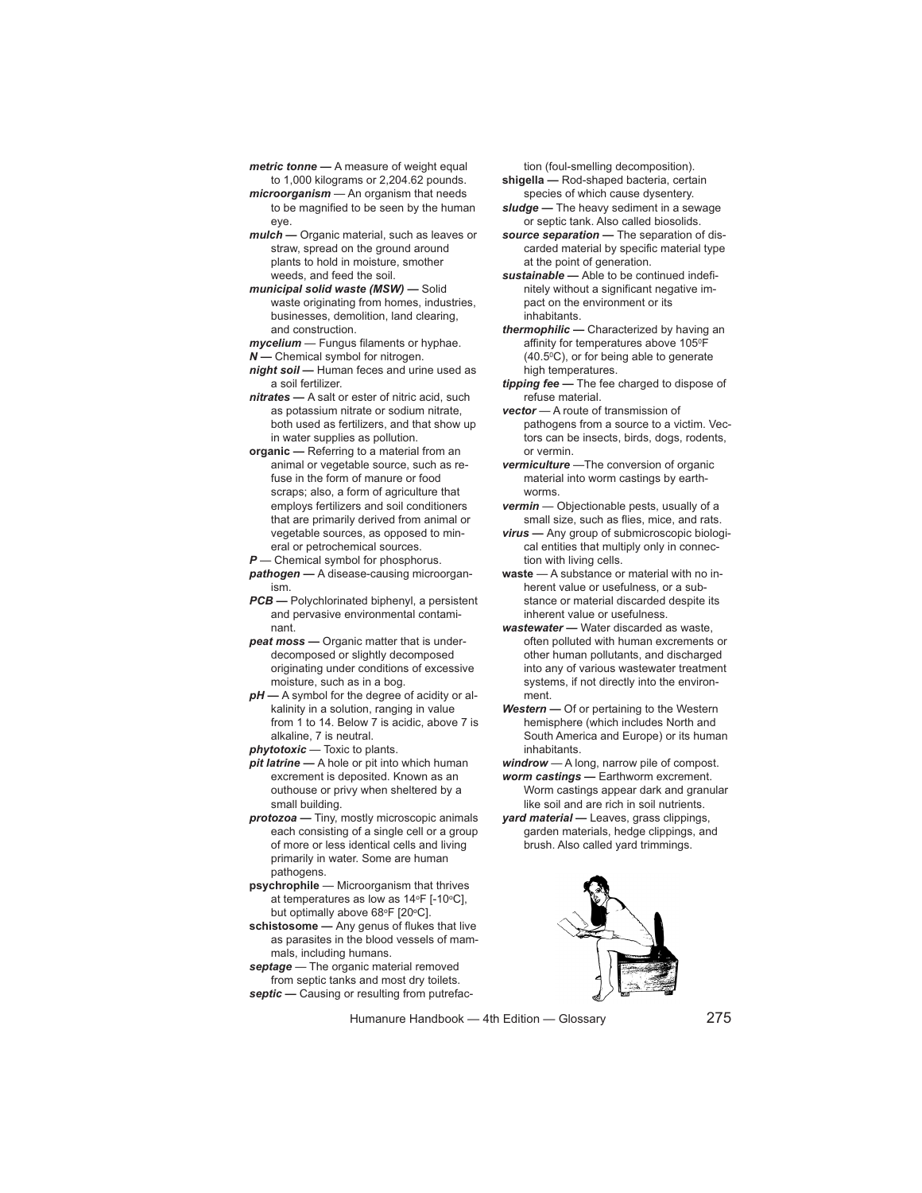***metric tonne —*** A measure of weight equal to 1,000 kilograms or 2,204.62 pounds.

***microorganism*** — An organism that needs to be magnified to be seen by the human eye.

***mulch —*** Organic material, such as leaves or straw, spread on the ground around plants to hold in moisture, smother weeds, and feed the soil.

***municipal solid waste (MSW) —*** Solid waste originating from homes, industries, businesses, demolition, land clearing, and construction.

***mycelium*** — Fungus filaments or hyphae.

***N —*** Chemical symbol for nitrogen.

***night soil —*** Human feces and urine used as a soil fertilizer.

***nitrates —*** A salt or ester of nitric acid, such as potassium nitrate or sodium nitrate, both used as fertilizers, and that show up in water supplies as pollution.

**organic —** Referring to a material from an animal or vegetable source, such as refuse in the form of manure or food scraps; also, a form of agriculture that employs fertilizers and soil conditioners that are primarily derived from animal or vegetable sources, as opposed to mineral or petrochemical sources.

***P*** — Chemical symbol for phosphorus.

***pathogen —*** A disease-causing microorganism.

***PCB —*** Polychlorinated biphenyl, a persistent and pervasive environmental contaminant.

***peat moss —*** Organic matter that is underdecomposed or slightly decomposed originating under conditions of excessive moisture, such as in a bog.

***pH —*** A symbol for the degree of acidity or alkalinity in a solution, ranging in value from 1 to 14. Below 7 is acidic, above 7 is alkaline, 7 is neutral.

***phytotoxic*** — Toxic to plants.

***pit latrine —*** A hole or pit into which human excrement is deposited. Known as an outhouse or privy when sheltered by a small building.

***protozoa —*** Tiny, mostly microscopic animals each consisting of a single cell or a group of more or less identical cells and living primarily in water. Some are human pathogens.

**psychrophile** — Microorganism that thrives at temperatures as low as 14°F [-10°C], but optimally above 68°F [20°C].

**schistosome —** Any genus of flukes that live as parasites in the blood vessels of mammals, including humans.

***septage*** — The organic material removed from septic tanks and most dry toilets.

***septic —*** Causing or resulting from putrefaction (foul-smelling decomposition).

**shigella —** Rod-shaped bacteria, certain species of which cause dysentery.

***sludge —*** The heavy sediment in a sewage or septic tank. Also called biosolids.

***source separation —*** The separation of discarded material by specific material type at the point of generation.

***sustainable —*** Able to be continued indefinitely without a significant negative impact on the environment or its inhabitants.

***thermophilic —*** Characterized by having an affinity for temperatures above 105°F (40.5°C), or for being able to generate high temperatures.

***tipping fee —*** The fee charged to dispose of refuse material.

***vector*** — A route of transmission of pathogens from a source to a victim. Vectors can be insects, birds, dogs, rodents, or vermin.

***vermiculture*** —The conversion of organic material into worm castings by earthworms.

***vermin*** — Objectionable pests, usually of a small size, such as flies, mice, and rats.

***virus —*** Any group of submicroscopic biological entities that multiply only in connection with living cells.

**waste** — A substance or material with no inherent value or usefulness, or a substance or material discarded despite its inherent value or usefulness.

***wastewater —*** Water discarded as waste, often polluted with human excrements or other human pollutants, and discharged into any of various wastewater treatment systems, if not directly into the environment.

***Western —*** Of or pertaining to the Western hemisphere (which includes North and South America and Europe) or its human inhabitants.

***windrow*** — A long, narrow pile of compost.

***worm castings —*** Earthworm excrement. Worm castings appear dark and granular like soil and are rich in soil nutrients.

***yard material —*** Leaves, grass clippings, garden materials, hedge clippings, and brush. Also called yard trimmings.